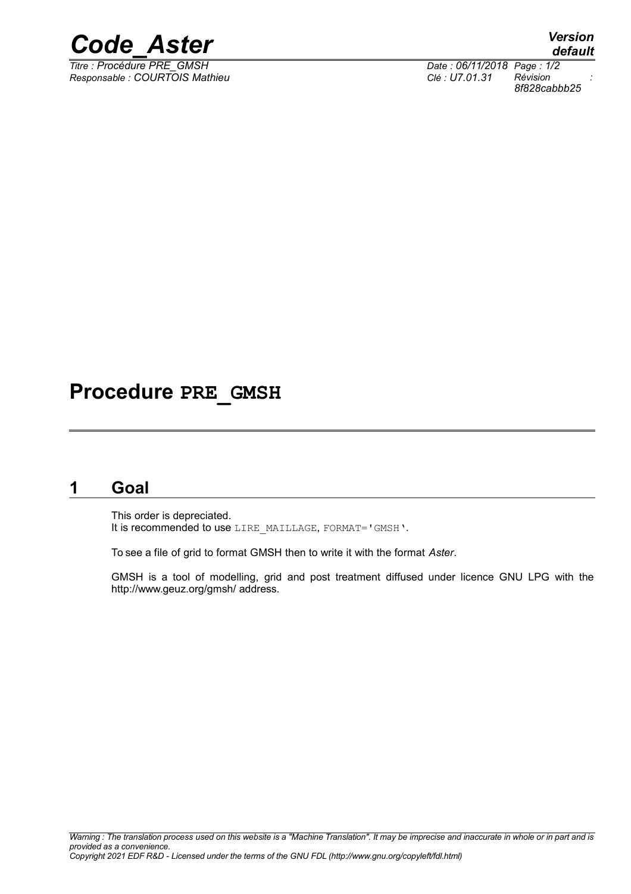# Procedure **PRE_GMSH**

## 1 Goal

This order is depreciated.
It is recommended to use `LIRE_MAILLAGE`, `FORMAT='GMSH'`.

To see a file of grid to format GMSH then to write it with the format *Aster*.

GMSH is a tool of modelling, grid and post treatment diffused under licence GNU LPG with the http://www.geuz.org/gmsh/ address.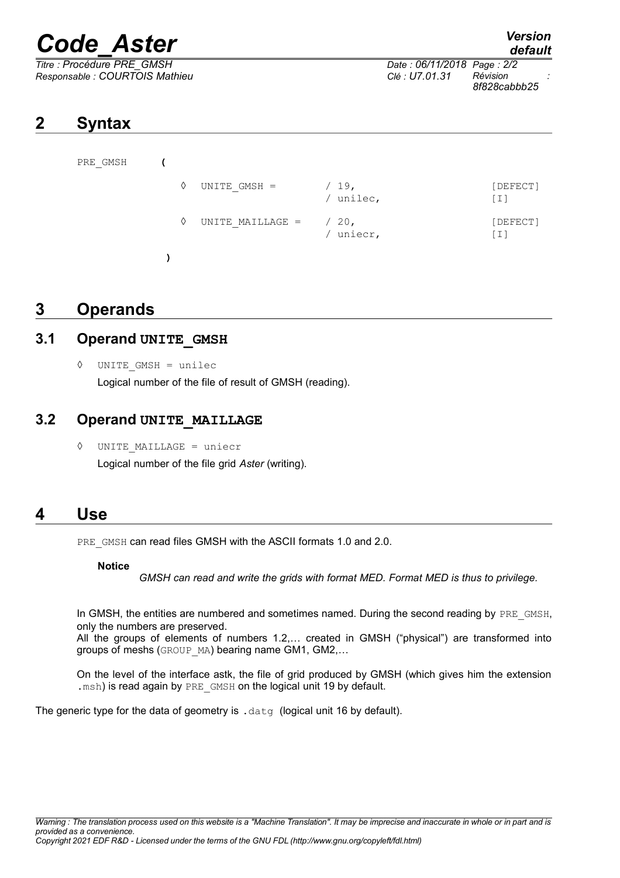## 2 Syntax

```
PRE_GMSH     (

              ◊  UNITE_GMSH =        / 19,                [DEFECT]
                                     / unilec,            [I]

              ◊  UNITE_MAILLAGE =    / 20,                [DEFECT]
                                     / uniecr,            [I]

             )
```

## 3 Operands

### 3.1 Operand **UNITE_GMSH**

◊ UNITE_GMSH = unilec

Logical number of the file of result of GMSH (reading).

### 3.2 Operand **UNITE_MAILLAGE**

◊ UNITE_MAILLAGE = uniecr

Logical number of the file grid *Aster* (writing).

## 4 Use

PRE_GMSH can read files GMSH with the ASCII formats 1.0 and 2.0.

**Notice**

*GMSH can read and write the grids with format MED. Format MED is thus to privilege.*

In GMSH, the entities are numbered and sometimes named. During the second reading by PRE_GMSH, only the numbers are preserved.
All the groups of elements of numbers 1.2,… created in GMSH ("physical") are transformed into groups of meshs (GROUP_MA) bearing name GM1, GM2,…

On the level of the interface astk, the file of grid produced by GMSH (which gives him the extension .msh) is read again by PRE_GMSH on the logical unit 19 by default.

The generic type for the data of geometry is .datg (logical unit 16 by default).